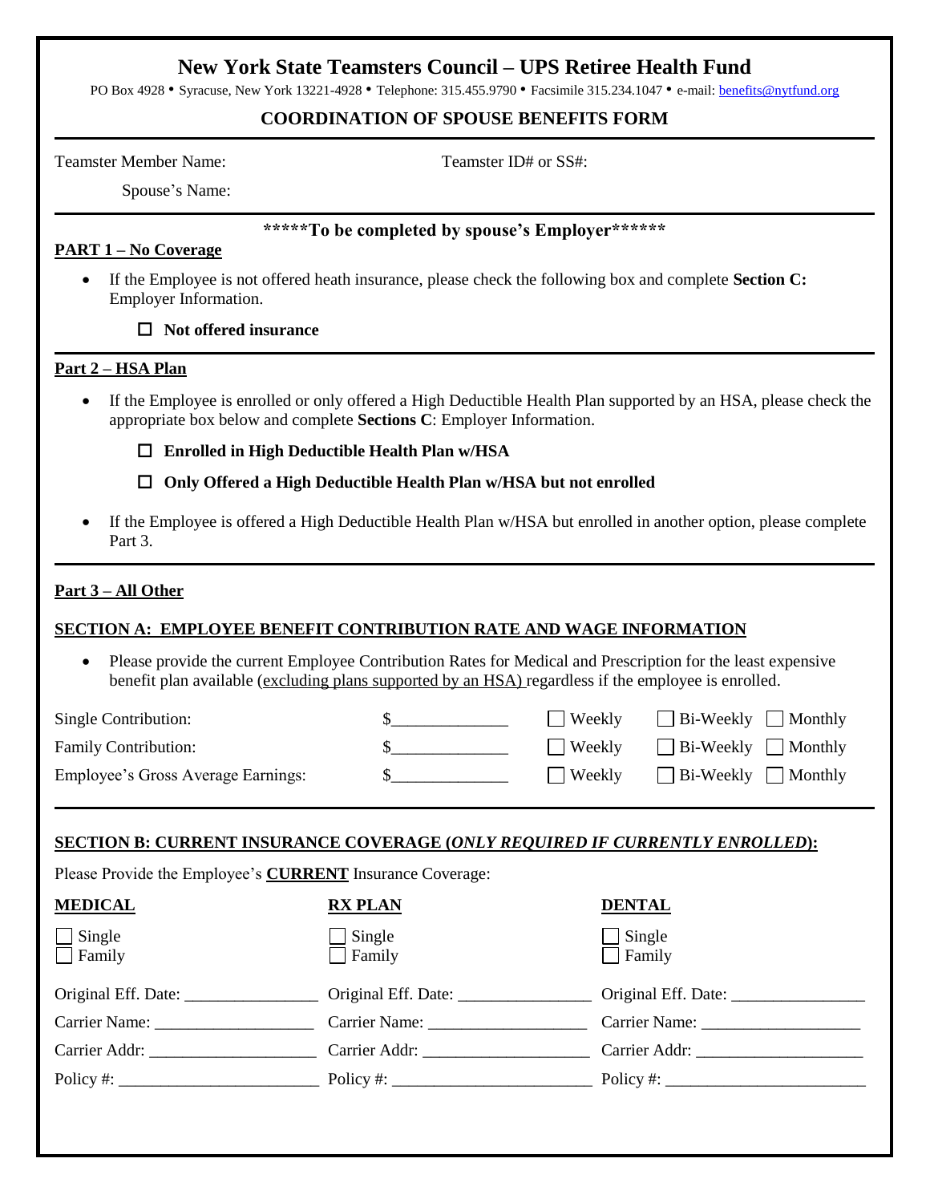# New York State Teamsters Council – UPS Retiree Health Fund

PO Box 4928 • Syracuse, New York 13221-4928 • Telephone: 315.455.9790 • Facsimile 315.234.1047 • e-mail: benefits@nytfund.org

## COORDINATION OF SPOUSE BENEFITS FORM

Teamster Member Name: Teamster ID# or SS#:

Spouse's Name:

**\*\*\*\*\*To be completed by spouse's Employer\*\*\*\*\*\***

**PART 1 – No Coverage**

- If the Employee is not offered heath insurance, please check the following box and complete **Section C:** Employer Information.

  ☐ **Not offered insurance**

**Part 2 – HSA Plan**

- If the Employee is enrolled or only offered a High Deductible Health Plan supported by an HSA, please check the appropriate box below and complete **Sections C**: Employer Information.

  ☐ **Enrolled in High Deductible Health Plan w/HSA**

  ☐ **Only Offered a High Deductible Health Plan w/HSA but not enrolled**

- If the Employee is offered a High Deductible Health Plan w/HSA but enrolled in another option, please complete Part 3.

**Part 3 – All Other**

**SECTION A: EMPLOYEE BENEFIT CONTRIBUTION RATE AND WAGE INFORMATION**

- Please provide the current Employee Contribution Rates for Medical and Prescription for the least expensive benefit plan available (excluding plans supported by an HSA) regardless if the employee is enrolled.

| | | | | |
|---|---|---|---|---|
| Single Contribution: | $_____________ | ☐ Weekly | ☐ Bi-Weekly | ☐ Monthly |
| Family Contribution: | $_____________ | ☐ Weekly | ☐ Bi-Weekly | ☐ Monthly |
| Employee's Gross Average Earnings: | $_____________ | ☐ Weekly | ☐ Bi-Weekly | ☐ Monthly |

**SECTION B: CURRENT INSURANCE COVERAGE (*ONLY REQUIRED IF CURRENTLY ENROLLED*):**

Please Provide the Employee's **CURRENT** Insurance Coverage:

| **MEDICAL** | **RX PLAN** | **DENTAL** |
|---|---|---|
| ☐ Single<br>☐ Family | ☐ Single<br>☐ Family | ☐ Single<br>☐ Family |
| Original Eff. Date: _______________ | Original Eff. Date: _______________ | Original Eff. Date: _______________ |
| Carrier Name: __________________ | Carrier Name: __________________ | Carrier Name: __________________ |
| Carrier Addr: ___________________ | Carrier Addr: ___________________ | Carrier Addr: ___________________ |
| Policy #: ______________________ | Policy #: ______________________ | Policy #: ______________________ |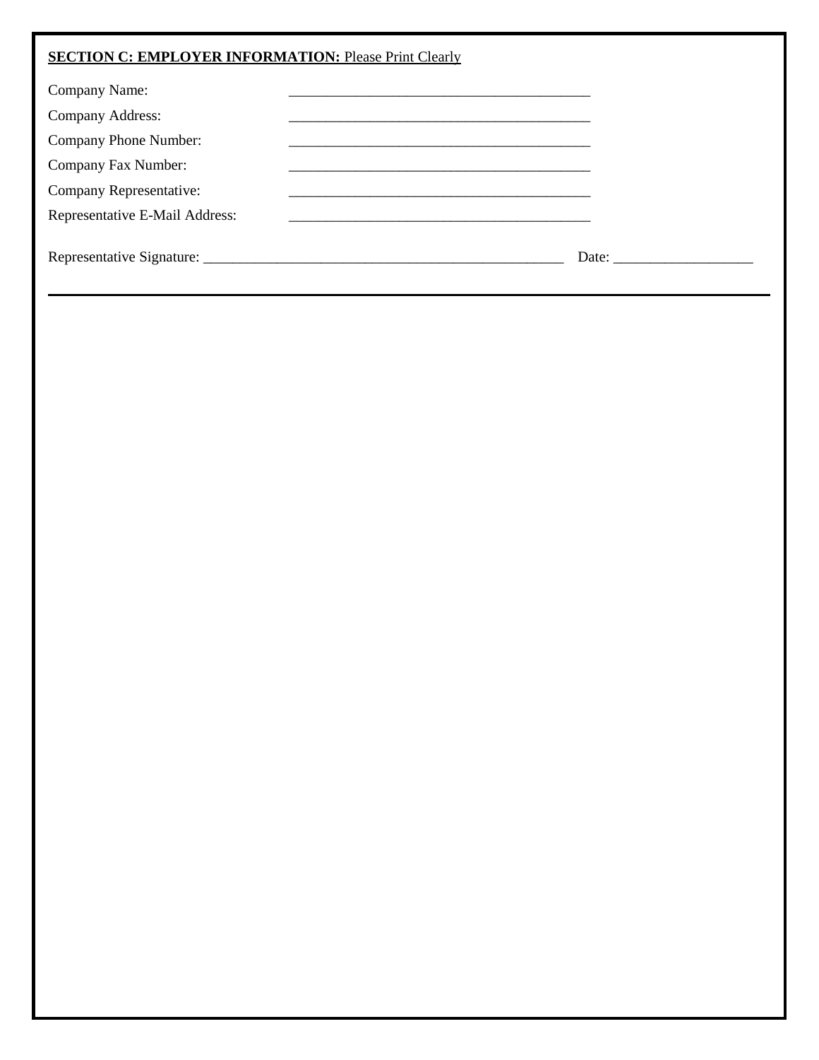**SECTION C: EMPLOYER INFORMATION:** Please Print Clearly

Company Name: ___________________________________________

Company Address: ___________________________________________

Company Phone Number: ___________________________________________

Company Fax Number: ___________________________________________

Company Representative: ___________________________________________

Representative E-Mail Address: ___________________________________________

Representative Signature: ___________________________________________________ Date: ___________________